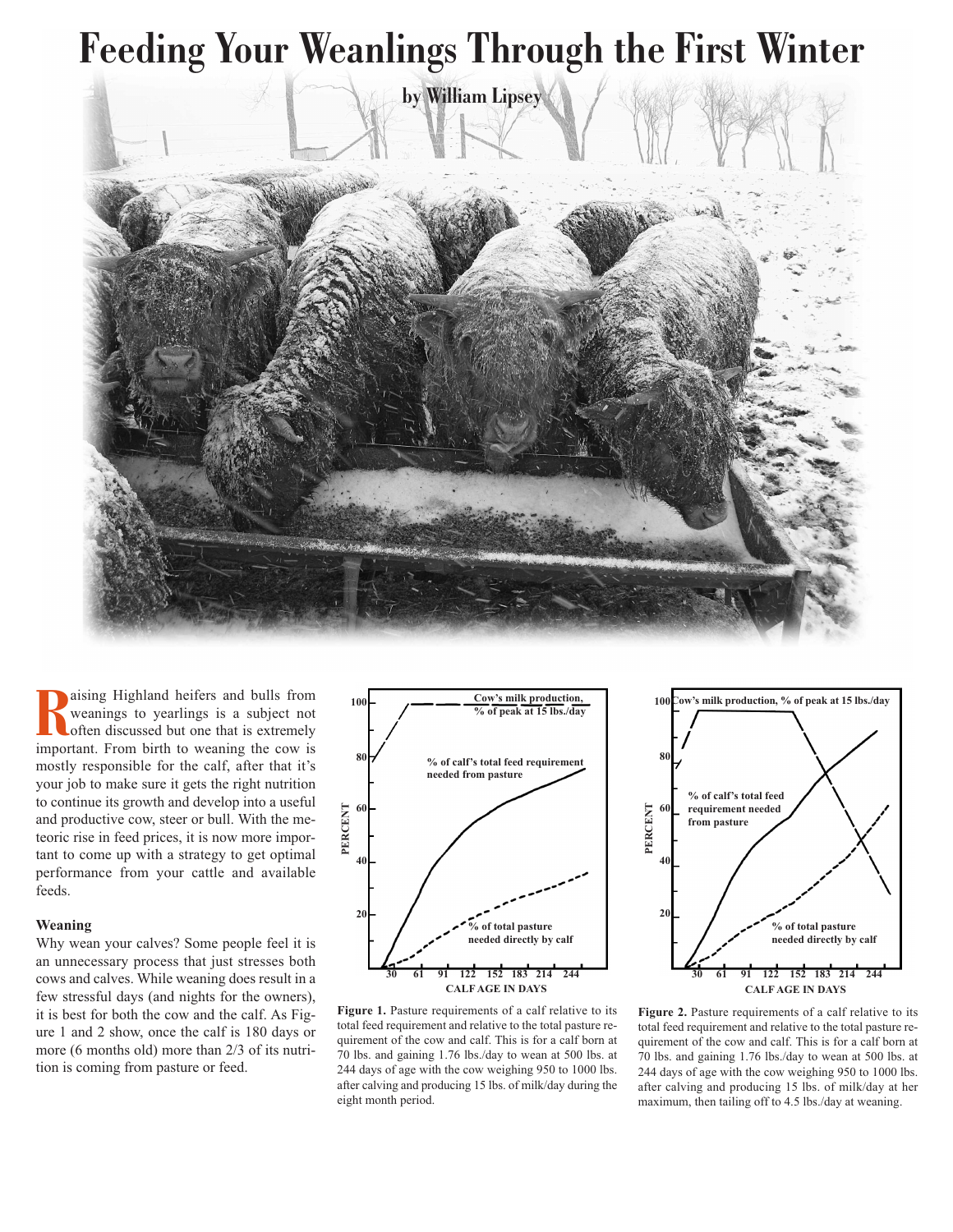# Feeding Your Weanlings Through the First Winter

by William Lipsey

Raising Highland heifers and bulls from weanings to yearlings is a subject not often discussed but one that is extremely important. From birth to weaning the cow is mostly responsible for the calf, after that it's your job to make sure it gets the right nutrition to continue its growth and develop into a useful and productive cow, steer or bull. With the meteoric rise in feed prices, it is now more important to come up with a strategy to get optimal performance from your cattle and available feeds.

### Weaning

Why wean your calves? Some people feel it is an unnecessary process that just stresses both cows and calves. While weaning does result in a few stressful days (and nights for the owners), it is best for both the cow and the calf. As Figure 1 and 2 show, once the calf is 180 days or more (6 months old) more than 2/3 of its nutrition is coming from pasture or feed.

**Figure 1.** Pasture requirements of a calf relative to its total feed requirement and relative to the total pasture requirement of the cow and calf. This is for a calf born at 70 lbs. and gaining 1.76 lbs./day to wean at 500 lbs. at 244 days of age with the cow weighing 950 to 1000 lbs. after calving and producing 15 lbs. of milk/day during the eight month period.

**Figure 2.** Pasture requirements of a calf relative to its total feed requirement and relative to the total pasture requirement of the cow and calf. This is for a calf born at 70 lbs. and gaining 1.76 lbs./day to wean at 500 lbs. at 244 days of age with the cow weighing 950 to 1000 lbs. after calving and producing 15 lbs. of milk/day at her maximum, then tailing off to 4.5 lbs./day at weaning.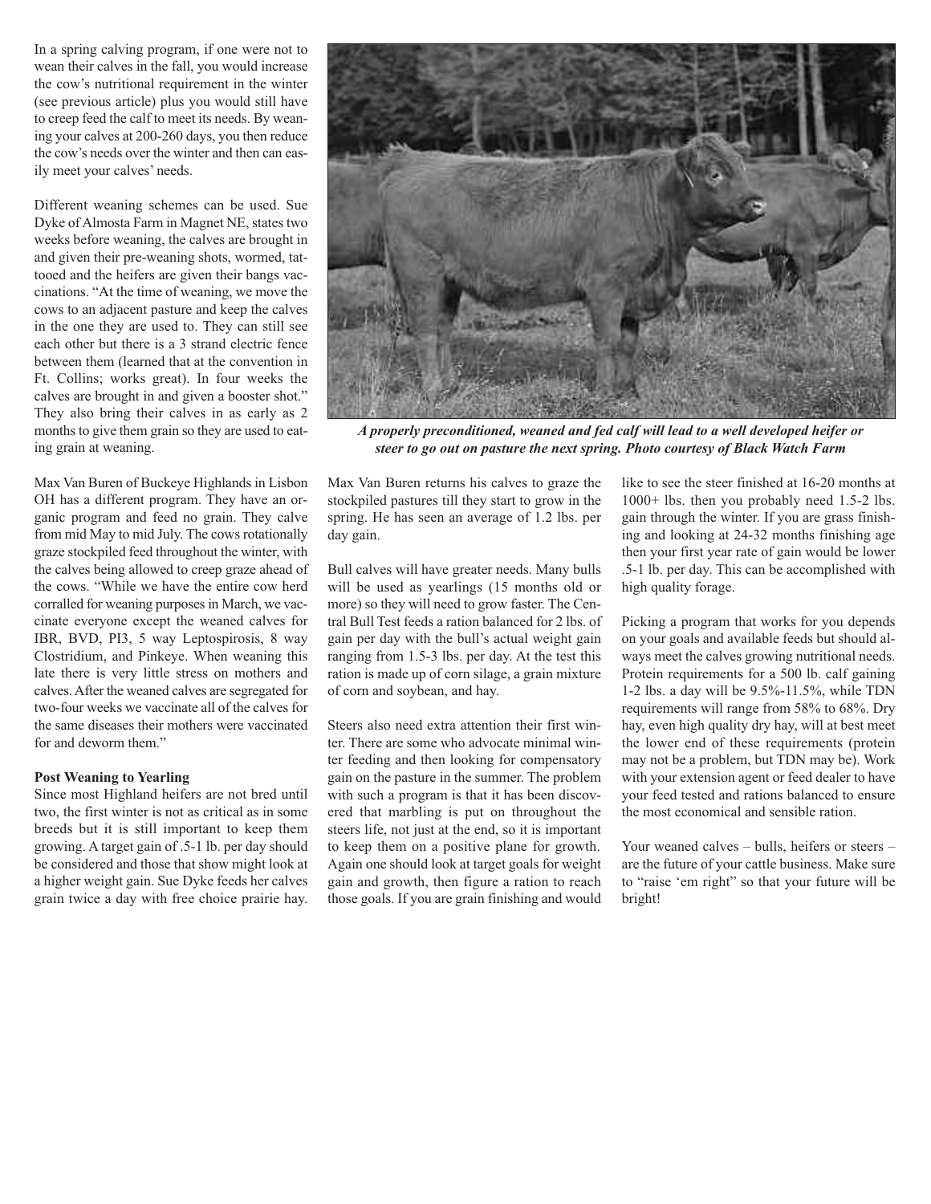In a spring calving program, if one were not to wean their calves in the fall, you would increase the cow's nutritional requirement in the winter (see previous article) plus you would still have to creep feed the calf to meet its needs. By weaning your calves at 200-260 days, you then reduce the cow's needs over the winter and then can easily meet your calves' needs.

Different weaning schemes can be used. Sue Dyke of Almosta Farm in Magnet NE, states two weeks before weaning, the calves are brought in and given their pre-weaning shots, wormed, tattooed and the heifers are given their bangs vaccinations. "At the time of weaning, we move the cows to an adjacent pasture and keep the calves in the one they are used to. They can still see each other but there is a 3 strand electric fence between them (learned that at the convention in Ft. Collins; works great). In four weeks the calves are brought in and given a booster shot." They also bring their calves in as early as 2 months to give them grain so they are used to eating grain at weaning.

*A properly preconditioned, weaned and fed calf will lead to a well developed heifer or steer to go out on pasture the next spring. Photo courtesy of Black Watch Farm*

Max Van Buren of Buckeye Highlands in Lisbon OH has a different program. They have an organic program and feed no grain. They calve from mid May to mid July. The cows rotationally graze stockpiled feed throughout the winter, with the calves being allowed to creep graze ahead of the cows. "While we have the entire cow herd corralled for weaning purposes in March, we vaccinate everyone except the weaned calves for IBR, BVD, PI3, 5 way Leptospirosis, 8 way Clostridium, and Pinkeye. When weaning this late there is very little stress on mothers and calves. After the weaned calves are segregated for two-four weeks we vaccinate all of the calves for the same diseases their mothers were vaccinated for and deworm them."

**Post Weaning to Yearling**

Since most Highland heifers are not bred until two, the first winter is not as critical as in some breeds but it is still important to keep them growing. A target gain of .5-1 lb. per day should be considered and those that show might look at a higher weight gain. Sue Dyke feeds her calves grain twice a day with free choice prairie hay. Max Van Buren returns his calves to graze the stockpiled pastures till they start to grow in the spring. He has seen an average of 1.2 lbs. per day gain.

Bull calves will have greater needs. Many bulls will be used as yearlings (15 months old or more) so they will need to grow faster. The Central Bull Test feeds a ration balanced for 2 lbs. of gain per day with the bull's actual weight gain ranging from 1.5-3 lbs. per day. At the test this ration is made up of corn silage, a grain mixture of corn and soybean, and hay.

Steers also need extra attention their first winter. There are some who advocate minimal winter feeding and then looking for compensatory gain on the pasture in the summer. The problem with such a program is that it has been discovered that marbling is put on throughout the steers life, not just at the end, so it is important to keep them on a positive plane for growth. Again one should look at target goals for weight gain and growth, then figure a ration to reach those goals. If you are grain finishing and would like to see the steer finished at 16-20 months at 1000+ lbs. then you probably need 1.5-2 lbs. gain through the winter. If you are grass finishing and looking at 24-32 months finishing age then your first year rate of gain would be lower .5-1 lb. per day. This can be accomplished with high quality forage.

Picking a program that works for you depends on your goals and available feeds but should always meet the calves growing nutritional needs. Protein requirements for a 500 lb. calf gaining 1-2 lbs. a day will be 9.5%-11.5%, while TDN requirements will range from 58% to 68%. Dry hay, even high quality dry hay, will at best meet the lower end of these requirements (protein may not be a problem, but TDN may be). Work with your extension agent or feed dealer to have your feed tested and rations balanced to ensure the most economical and sensible ration.

Your weaned calves – bulls, heifers or steers – are the future of your cattle business. Make sure to "raise 'em right" so that your future will be bright!